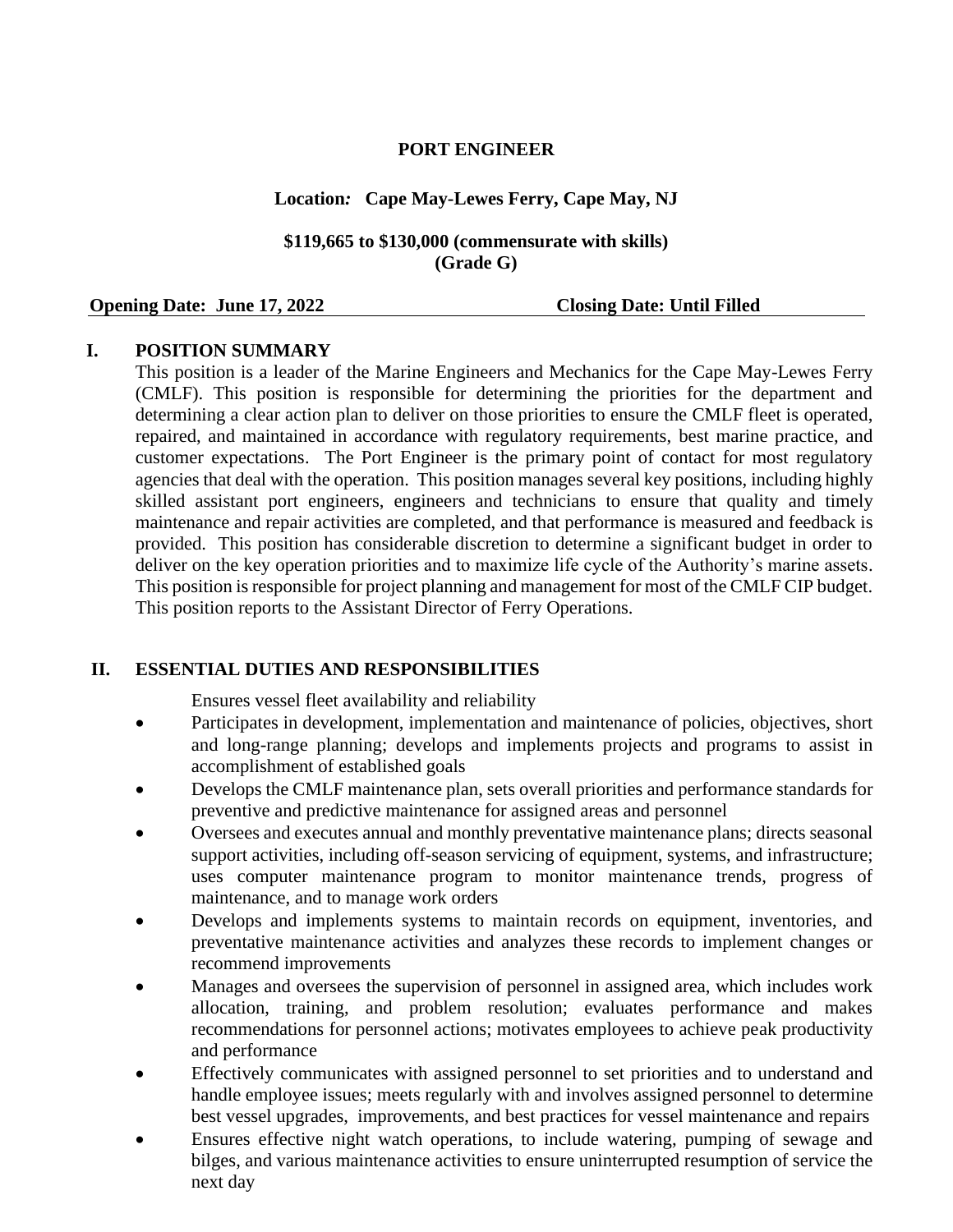# PORT ENGINEER

**Location: Cape May-Lewes Ferry, Cape May, NJ**

**$119,665 to $130,000 (commensurate with skills)**
**(Grade G)**

**Opening Date: June 17, 2022** **Closing Date: Until Filled**

## I. POSITION SUMMARY

This position is a leader of the Marine Engineers and Mechanics for the Cape May-Lewes Ferry (CMLF). This position is responsible for determining the priorities for the department and determining a clear action plan to deliver on those priorities to ensure the CMLF fleet is operated, repaired, and maintained in accordance with regulatory requirements, best marine practice, and customer expectations. The Port Engineer is the primary point of contact for most regulatory agencies that deal with the operation. This position manages several key positions, including highly skilled assistant port engineers, engineers and technicians to ensure that quality and timely maintenance and repair activities are completed, and that performance is measured and feedback is provided. This position has considerable discretion to determine a significant budget in order to deliver on the key operation priorities and to maximize life cycle of the Authority's marine assets. This position is responsible for project planning and management for most of the CMLF CIP budget. This position reports to the Assistant Director of Ferry Operations.

## II. ESSENTIAL DUTIES AND RESPONSIBILITIES

Ensures vessel fleet availability and reliability

- Participates in development, implementation and maintenance of policies, objectives, short and long-range planning; develops and implements projects and programs to assist in accomplishment of established goals
- Develops the CMLF maintenance plan, sets overall priorities and performance standards for preventive and predictive maintenance for assigned areas and personnel
- Oversees and executes annual and monthly preventative maintenance plans; directs seasonal support activities, including off-season servicing of equipment, systems, and infrastructure; uses computer maintenance program to monitor maintenance trends, progress of maintenance, and to manage work orders
- Develops and implements systems to maintain records on equipment, inventories, and preventative maintenance activities and analyzes these records to implement changes or recommend improvements
- Manages and oversees the supervision of personnel in assigned area, which includes work allocation, training, and problem resolution; evaluates performance and makes recommendations for personnel actions; motivates employees to achieve peak productivity and performance
- Effectively communicates with assigned personnel to set priorities and to understand and handle employee issues; meets regularly with and involves assigned personnel to determine best vessel upgrades, improvements, and best practices for vessel maintenance and repairs
- Ensures effective night watch operations, to include watering, pumping of sewage and bilges, and various maintenance activities to ensure uninterrupted resumption of service the next day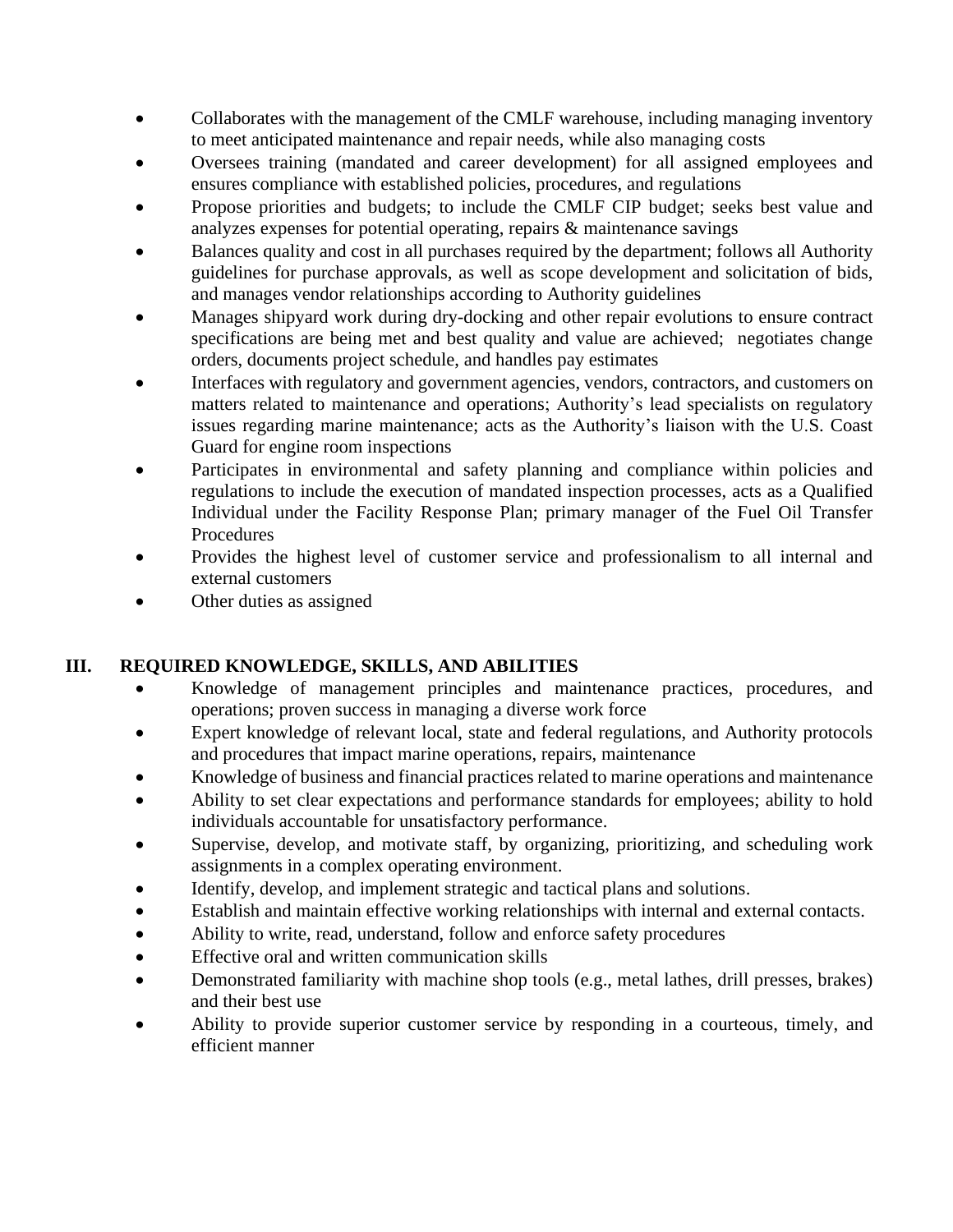- Collaborates with the management of the CMLF warehouse, including managing inventory to meet anticipated maintenance and repair needs, while also managing costs
- Oversees training (mandated and career development) for all assigned employees and ensures compliance with established policies, procedures, and regulations
- Propose priorities and budgets; to include the CMLF CIP budget; seeks best value and analyzes expenses for potential operating, repairs & maintenance savings
- Balances quality and cost in all purchases required by the department; follows all Authority guidelines for purchase approvals, as well as scope development and solicitation of bids, and manages vendor relationships according to Authority guidelines
- Manages shipyard work during dry-docking and other repair evolutions to ensure contract specifications are being met and best quality and value are achieved; negotiates change orders, documents project schedule, and handles pay estimates
- Interfaces with regulatory and government agencies, vendors, contractors, and customers on matters related to maintenance and operations; Authority's lead specialists on regulatory issues regarding marine maintenance; acts as the Authority's liaison with the U.S. Coast Guard for engine room inspections
- Participates in environmental and safety planning and compliance within policies and regulations to include the execution of mandated inspection processes, acts as a Qualified Individual under the Facility Response Plan; primary manager of the Fuel Oil Transfer Procedures
- Provides the highest level of customer service and professionalism to all internal and external customers
- Other duties as assigned

## III. REQUIRED KNOWLEDGE, SKILLS, AND ABILITIES

- Knowledge of management principles and maintenance practices, procedures, and operations; proven success in managing a diverse work force
- Expert knowledge of relevant local, state and federal regulations, and Authority protocols and procedures that impact marine operations, repairs, maintenance
- Knowledge of business and financial practices related to marine operations and maintenance
- Ability to set clear expectations and performance standards for employees; ability to hold individuals accountable for unsatisfactory performance.
- Supervise, develop, and motivate staff, by organizing, prioritizing, and scheduling work assignments in a complex operating environment.
- Identify, develop, and implement strategic and tactical plans and solutions.
- Establish and maintain effective working relationships with internal and external contacts.
- Ability to write, read, understand, follow and enforce safety procedures
- Effective oral and written communication skills
- Demonstrated familiarity with machine shop tools (e.g., metal lathes, drill presses, brakes) and their best use
- Ability to provide superior customer service by responding in a courteous, timely, and efficient manner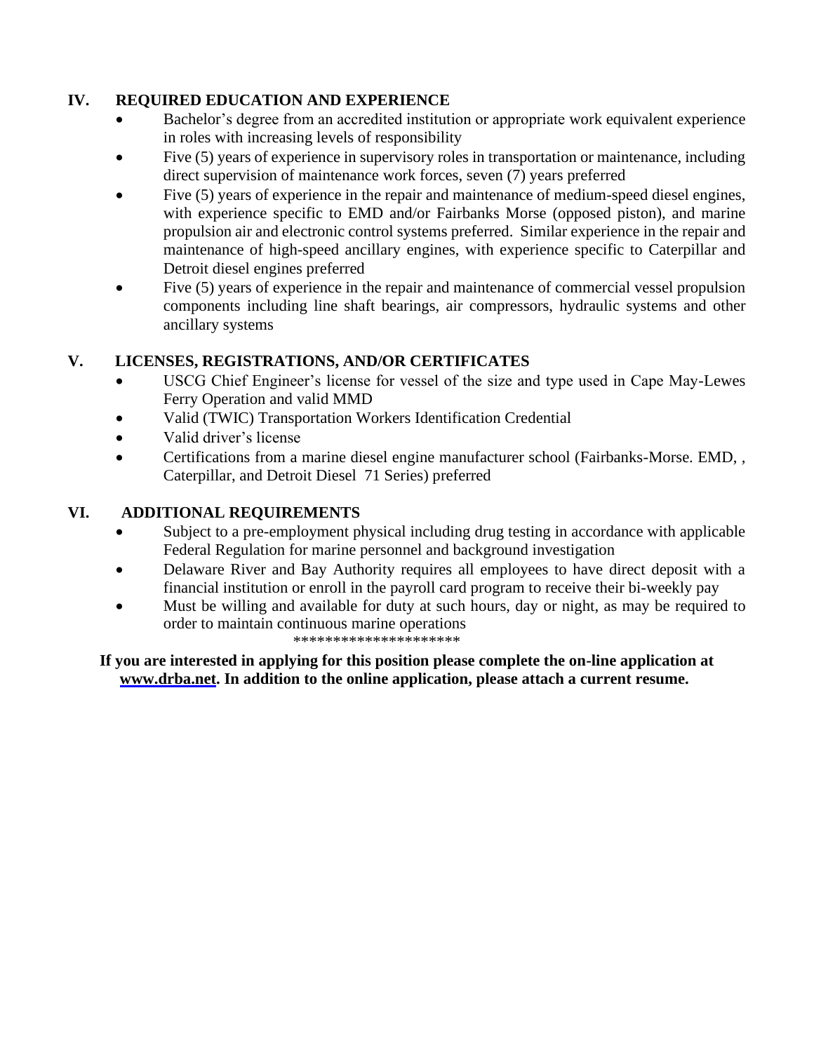## IV. REQUIRED EDUCATION AND EXPERIENCE

- Bachelor's degree from an accredited institution or appropriate work equivalent experience in roles with increasing levels of responsibility
- Five (5) years of experience in supervisory roles in transportation or maintenance, including direct supervision of maintenance work forces, seven (7) years preferred
- Five (5) years of experience in the repair and maintenance of medium-speed diesel engines, with experience specific to EMD and/or Fairbanks Morse (opposed piston), and marine propulsion air and electronic control systems preferred. Similar experience in the repair and maintenance of high-speed ancillary engines, with experience specific to Caterpillar and Detroit diesel engines preferred
- Five (5) years of experience in the repair and maintenance of commercial vessel propulsion components including line shaft bearings, air compressors, hydraulic systems and other ancillary systems

## V. LICENSES, REGISTRATIONS, AND/OR CERTIFICATES

- USCG Chief Engineer's license for vessel of the size and type used in Cape May-Lewes Ferry Operation and valid MMD
- Valid (TWIC) Transportation Workers Identification Credential
- Valid driver's license
- Certifications from a marine diesel engine manufacturer school (Fairbanks-Morse. EMD, , Caterpillar, and Detroit Diesel 71 Series) preferred

## VI. ADDITIONAL REQUIREMENTS

- Subject to a pre-employment physical including drug testing in accordance with applicable Federal Regulation for marine personnel and background investigation
- Delaware River and Bay Authority requires all employees to have direct deposit with a financial institution or enroll in the payroll card program to receive their bi-weekly pay
- Must be willing and available for duty at such hours, day or night, as may be required to order to maintain continuous marine operations

********************

**If you are interested in applying for this position please complete the on-line application at www.drba.net. In addition to the online application, please attach a current resume.**